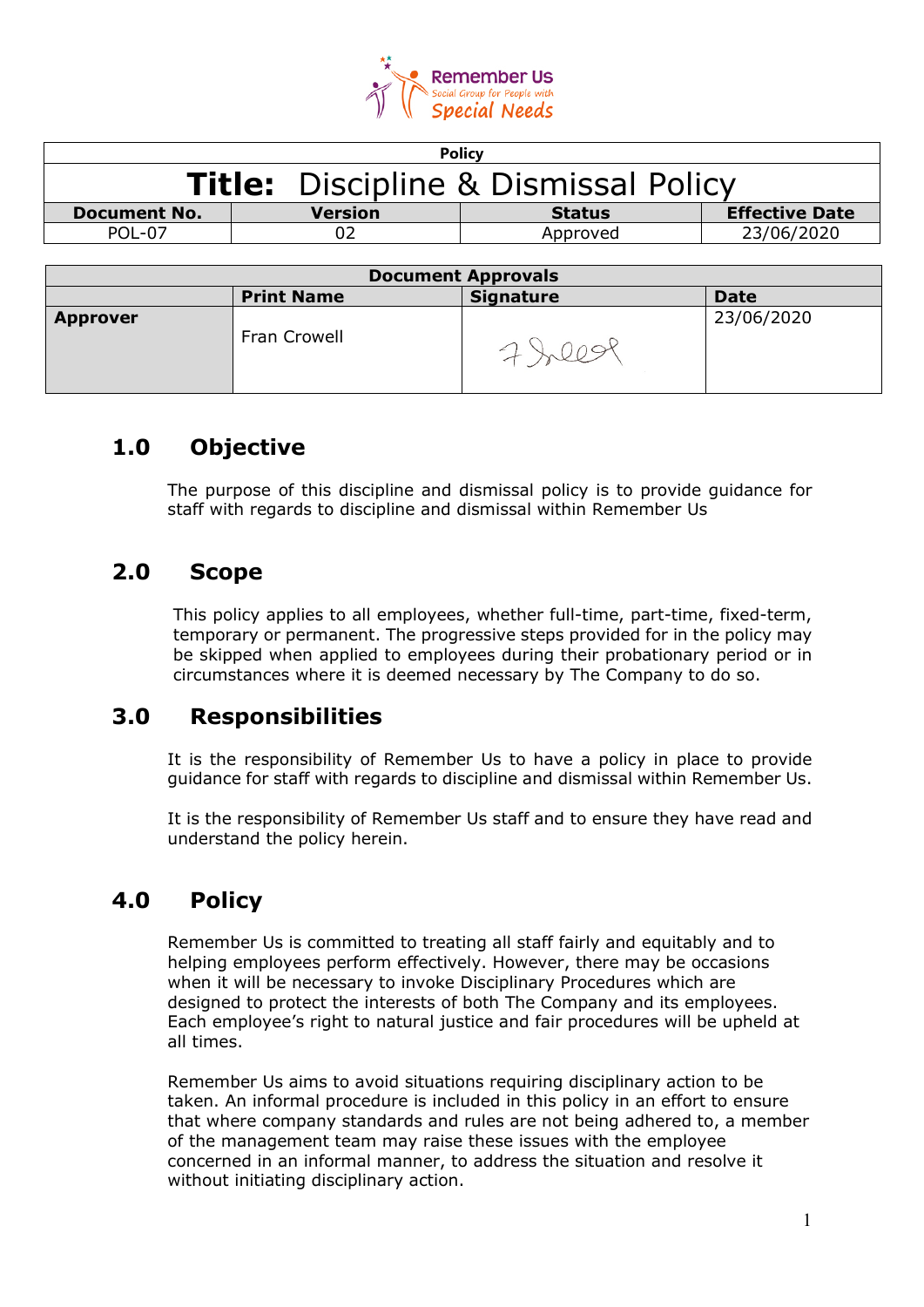Remember Us
Social Group for People with
Special Needs

| Policy | | | |
|---|---|---|---|
| **Title:** Discipline & Dismissal Policy | | | |
| **Document No.** | **Version** | **Status** | **Effective Date** |
| POL-07 | 02 | Approved | 23/06/2020 |

| Document Approvals | | | |
|---|---|---|---|
| | **Print Name** | **Signature** | **Date** |
| **Approver** | Fran Crowell | F Crowell | 23/06/2020 |

## 1.0 Objective

The purpose of this discipline and dismissal policy is to provide guidance for staff with regards to discipline and dismissal within Remember Us

## 2.0 Scope

This policy applies to all employees, whether full-time, part-time, fixed-term, temporary or permanent. The progressive steps provided for in the policy may be skipped when applied to employees during their probationary period or in circumstances where it is deemed necessary by The Company to do so.

## 3.0 Responsibilities

It is the responsibility of Remember Us to have a policy in place to provide guidance for staff with regards to discipline and dismissal within Remember Us.

It is the responsibility of Remember Us staff and to ensure they have read and understand the policy herein.

## 4.0 Policy

Remember Us is committed to treating all staff fairly and equitably and to helping employees perform effectively. However, there may be occasions when it will be necessary to invoke Disciplinary Procedures which are designed to protect the interests of both The Company and its employees. Each employee's right to natural justice and fair procedures will be upheld at all times.

Remember Us aims to avoid situations requiring disciplinary action to be taken. An informal procedure is included in this policy in an effort to ensure that where company standards and rules are not being adhered to, a member of the management team may raise these issues with the employee concerned in an informal manner, to address the situation and resolve it without initiating disciplinary action.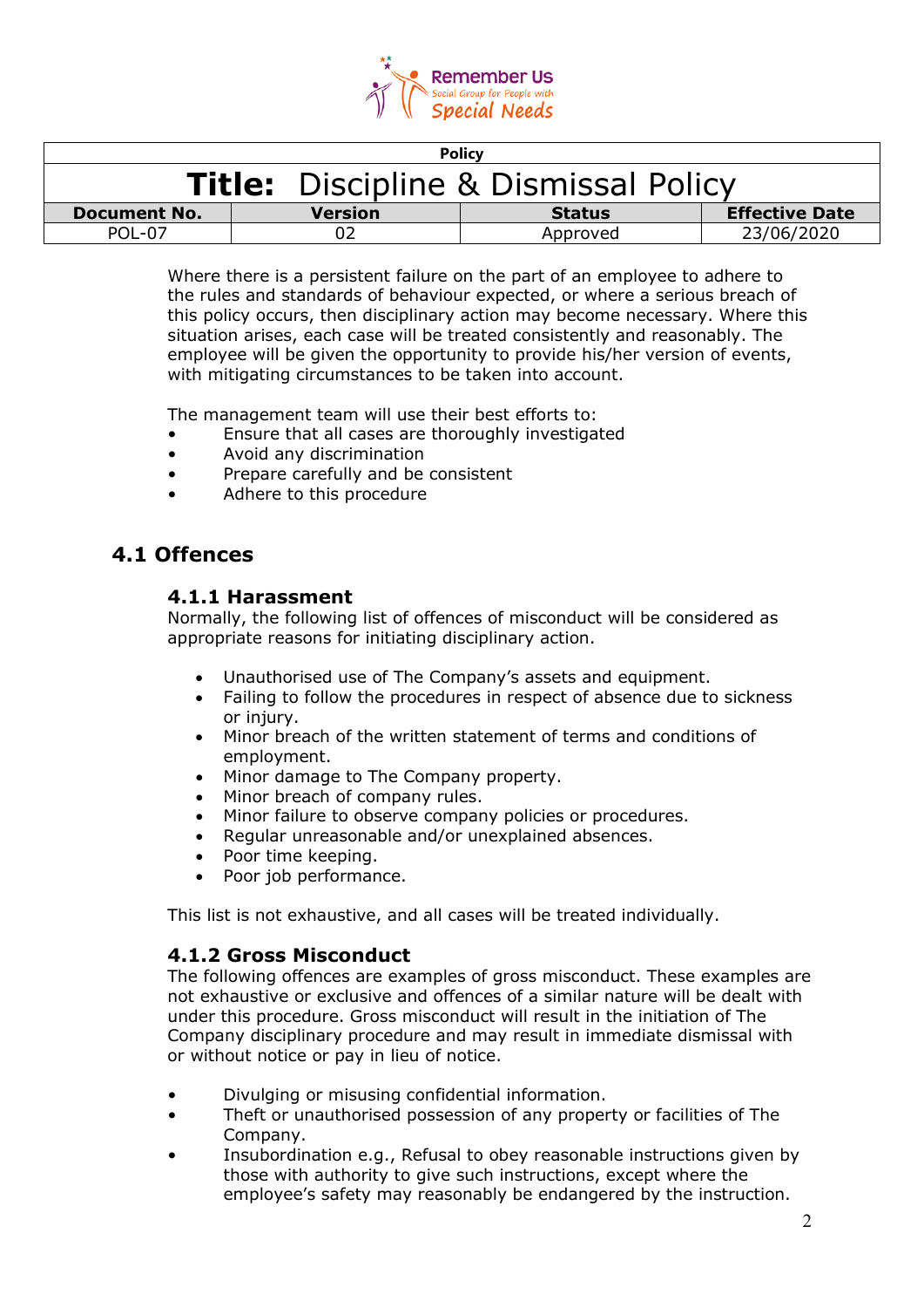| Policy | | | |
|---|---|---|---|
| **Title:** Discipline & Dismissal Policy | | | |
| **Document No.** | **Version** | **Status** | **Effective Date** |
| POL-07 | 02 | Approved | 23/06/2020 |

Where there is a persistent failure on the part of an employee to adhere to the rules and standards of behaviour expected, or where a serious breach of this policy occurs, then disciplinary action may become necessary. Where this situation arises, each case will be treated consistently and reasonably. The employee will be given the opportunity to provide his/her version of events, with mitigating circumstances to be taken into account.

The management team will use their best efforts to:

- Ensure that all cases are thoroughly investigated
- Avoid any discrimination
- Prepare carefully and be consistent
- Adhere to this procedure

## 4.1 Offences

### 4.1.1 Harassment

Normally, the following list of offences of misconduct will be considered as appropriate reasons for initiating disciplinary action.

- Unauthorised use of The Company's assets and equipment.
- Failing to follow the procedures in respect of absence due to sickness or injury.
- Minor breach of the written statement of terms and conditions of employment.
- Minor damage to The Company property.
- Minor breach of company rules.
- Minor failure to observe company policies or procedures.
- Regular unreasonable and/or unexplained absences.
- Poor time keeping.
- Poor job performance.

This list is not exhaustive, and all cases will be treated individually.

### 4.1.2 Gross Misconduct

The following offences are examples of gross misconduct. These examples are not exhaustive or exclusive and offences of a similar nature will be dealt with under this procedure. Gross misconduct will result in the initiation of The Company disciplinary procedure and may result in immediate dismissal with or without notice or pay in lieu of notice.

- Divulging or misusing confidential information.
- Theft or unauthorised possession of any property or facilities of The Company.
- Insubordination e.g., Refusal to obey reasonable instructions given by those with authority to give such instructions, except where the employee's safety may reasonably be endangered by the instruction.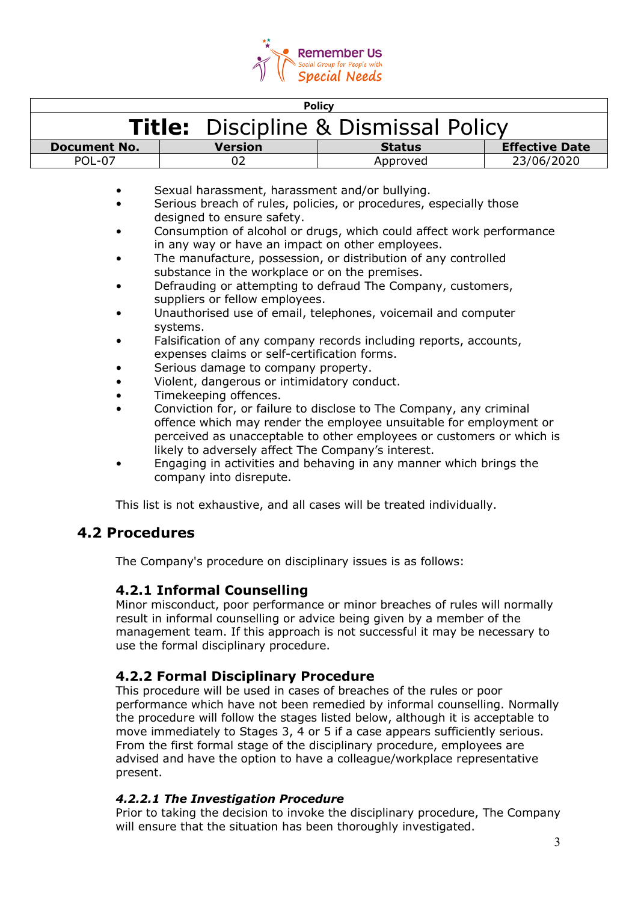- Sexual harassment, harassment and/or bullying.
- Serious breach of rules, policies, or procedures, especially those designed to ensure safety.
- Consumption of alcohol or drugs, which could affect work performance in any way or have an impact on other employees.
- The manufacture, possession, or distribution of any controlled substance in the workplace or on the premises.
- Defrauding or attempting to defraud The Company, customers, suppliers or fellow employees.
- Unauthorised use of email, telephones, voicemail and computer systems.
- Falsification of any company records including reports, accounts, expenses claims or self-certification forms.
- Serious damage to company property.
- Violent, dangerous or intimidatory conduct.
- Timekeeping offences.
- Conviction for, or failure to disclose to The Company, any criminal offence which may render the employee unsuitable for employment or perceived as unacceptable to other employees or customers or which is likely to adversely affect The Company's interest.
- Engaging in activities and behaving in any manner which brings the company into disrepute.

This list is not exhaustive, and all cases will be treated individually.

## 4.2 Procedures

The Company's procedure on disciplinary issues is as follows:

### 4.2.1 Informal Counselling

Minor misconduct, poor performance or minor breaches of rules will normally result in informal counselling or advice being given by a member of the management team. If this approach is not successful it may be necessary to use the formal disciplinary procedure.

### 4.2.2 Formal Disciplinary Procedure

This procedure will be used in cases of breaches of the rules or poor performance which have not been remedied by informal counselling. Normally the procedure will follow the stages listed below, although it is acceptable to move immediately to Stages 3, 4 or 5 if a case appears sufficiently serious. From the first formal stage of the disciplinary procedure, employees are advised and have the option to have a colleague/workplace representative present.

#### *4.2.2.1 The Investigation Procedure*

Prior to taking the decision to invoke the disciplinary procedure, The Company will ensure that the situation has been thoroughly investigated.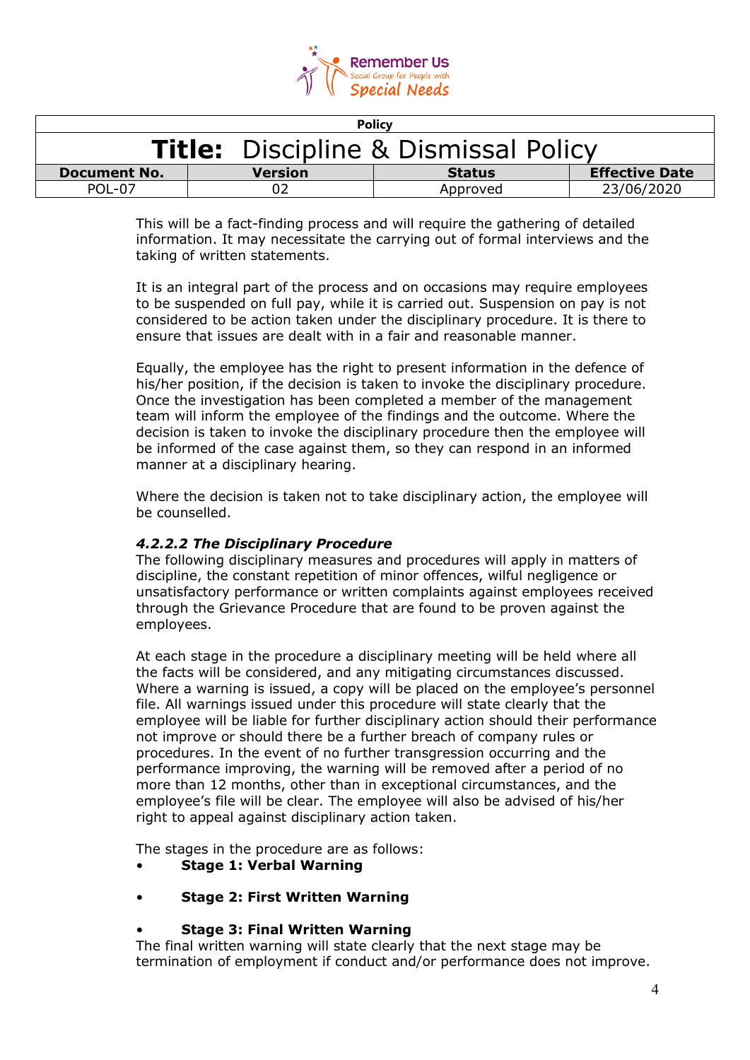This will be a fact-finding process and will require the gathering of detailed information. It may necessitate the carrying out of formal interviews and the taking of written statements.

It is an integral part of the process and on occasions may require employees to be suspended on full pay, while it is carried out. Suspension on pay is not considered to be action taken under the disciplinary procedure. It is there to ensure that issues are dealt with in a fair and reasonable manner.

Equally, the employee has the right to present information in the defence of his/her position, if the decision is taken to invoke the disciplinary procedure. Once the investigation has been completed a member of the management team will inform the employee of the findings and the outcome. Where the decision is taken to invoke the disciplinary procedure then the employee will be informed of the case against them, so they can respond in an informed manner at a disciplinary hearing.

Where the decision is taken not to take disciplinary action, the employee will be counselled.

#### *4.2.2.2 The Disciplinary Procedure*

The following disciplinary measures and procedures will apply in matters of discipline, the constant repetition of minor offences, wilful negligence or unsatisfactory performance or written complaints against employees received through the Grievance Procedure that are found to be proven against the employees.

At each stage in the procedure a disciplinary meeting will be held where all the facts will be considered, and any mitigating circumstances discussed. Where a warning is issued, a copy will be placed on the employee's personnel file. All warnings issued under this procedure will state clearly that the employee will be liable for further disciplinary action should their performance not improve or should there be a further breach of company rules or procedures. In the event of no further transgression occurring and the performance improving, the warning will be removed after a period of no more than 12 months, other than in exceptional circumstances, and the employee's file will be clear. The employee will also be advised of his/her right to appeal against disciplinary action taken.

The stages in the procedure are as follows:

- **Stage 1: Verbal Warning**
- **Stage 2: First Written Warning**
- **Stage 3: Final Written Warning**

The final written warning will state clearly that the next stage may be termination of employment if conduct and/or performance does not improve.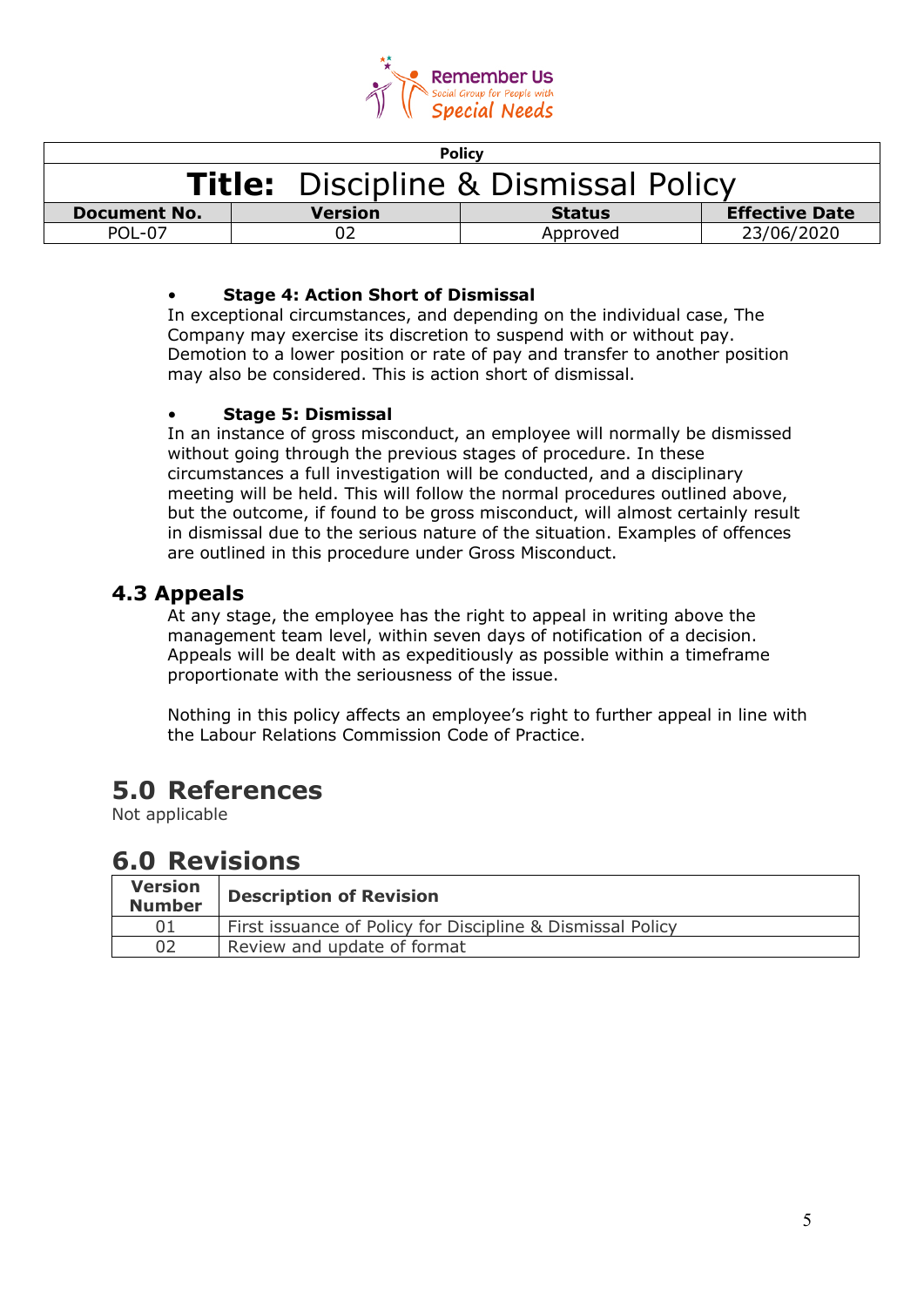- **Stage 4: Action Short of Dismissal**
In exceptional circumstances, and depending on the individual case, The Company may exercise its discretion to suspend with or without pay. Demotion to a lower position or rate of pay and transfer to another position may also be considered. This is action short of dismissal.

- **Stage 5: Dismissal**
In an instance of gross misconduct, an employee will normally be dismissed without going through the previous stages of procedure. In these circumstances a full investigation will be conducted, and a disciplinary meeting will be held. This will follow the normal procedures outlined above, but the outcome, if found to be gross misconduct, will almost certainly result in dismissal due to the serious nature of the situation. Examples of offences are outlined in this procedure under Gross Misconduct.

## 4.3 Appeals

At any stage, the employee has the right to appeal in writing above the management team level, within seven days of notification of a decision. Appeals will be dealt with as expeditiously as possible within a timeframe proportionate with the seriousness of the issue.

Nothing in this policy affects an employee's right to further appeal in line with the Labour Relations Commission Code of Practice.

# 5.0 References

Not applicable

# 6.0 Revisions

| Version Number | Description of Revision |
|---|---|
| 01 | First issuance of Policy for Discipline & Dismissal Policy |
| 02 | Review and update of format |